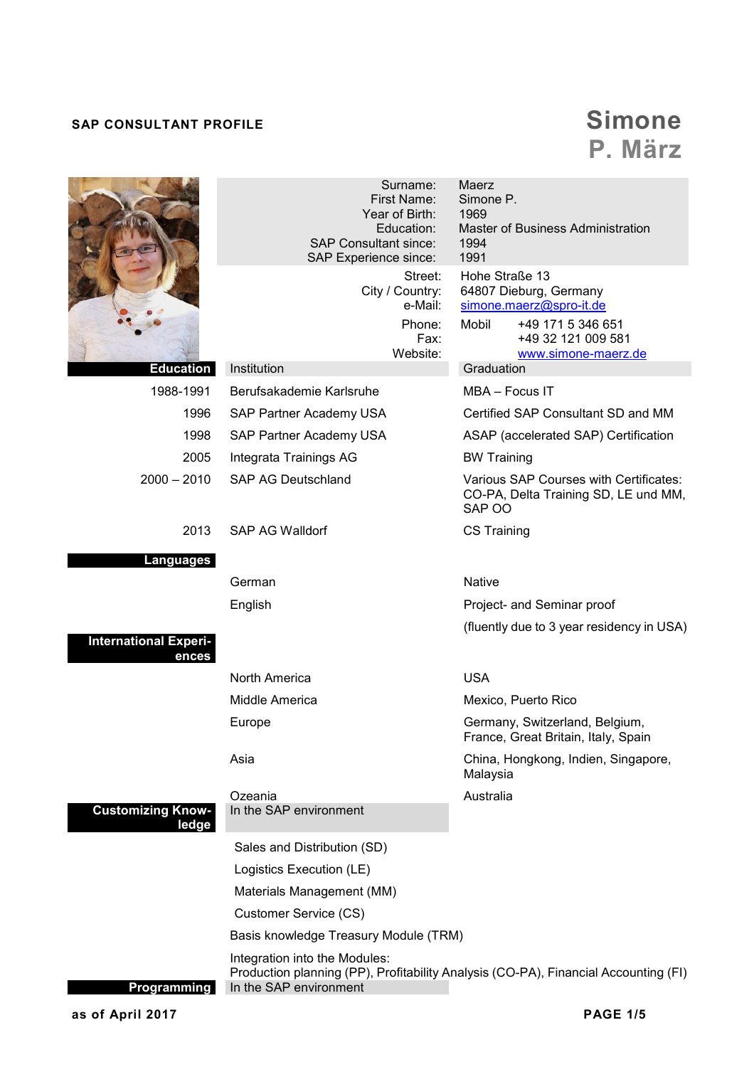**SAP CONSULTANT PROFILE**

# Simone P. März

| | |
|---|---|
| Surname: | Maerz |
| First Name: | Simone P. |
| Year of Birth: | 1969 |
| Education: | Master of Business Administration |
| SAP Consultant since: | 1994 |
| SAP Experience since: | 1991 |
| Street: | Hohe Straße 13 |
| City / Country: | 64807 Dieburg, Germany |
| e-Mail: | simone.maerz@spro-it.de |
| Phone: | Mobil +49 171 5 346 651 |
| Fax: | +49 32 121 009 581 |
| Website: | www.simone-maerz.de |

## Education

| | Institution | Graduation |
|---|---|---|
| 1988-1991 | Berufsakademie Karlsruhe | MBA – Focus IT |
| 1996 | SAP Partner Academy USA | Certified SAP Consultant SD and MM |
| 1998 | SAP Partner Academy USA | ASAP (accelerated SAP) Certification |
| 2005 | Integrata Trainings AG | BW Training |
| 2000 – 2010 | SAP AG Deutschland | Various SAP Courses with Certificates: CO-PA, Delta Training SD, LE und MM, SAP OO |
| 2013 | SAP AG Walldorf | CS Training |

## Languages

| | |
|---|---|
| German | Native |
| English | Project- and Seminar proof |
| | (fluently due to 3 year residency in USA) |

## International Experiences

| | |
|---|---|
| North America | USA |
| Middle America | Mexico, Puerto Rico |
| Europe | Germany, Switzerland, Belgium, France, Great Britain, Italy, Spain |
| Asia | China, Hongkong, Indien, Singapore, Malaysia |
| Ozeania | Australia |

## Customizing Knowledge

In the SAP environment

- Sales and Distribution (SD)
- Logistics Execution (LE)
- Materials Management (MM)
- Customer Service (CS)

Basis knowledge Treasury Module (TRM)

Integration into the Modules:
Production planning (PP), Profitability Analysis (CO-PA), Financial Accounting (FI)

## Programming

In the SAP environment

as of April 2017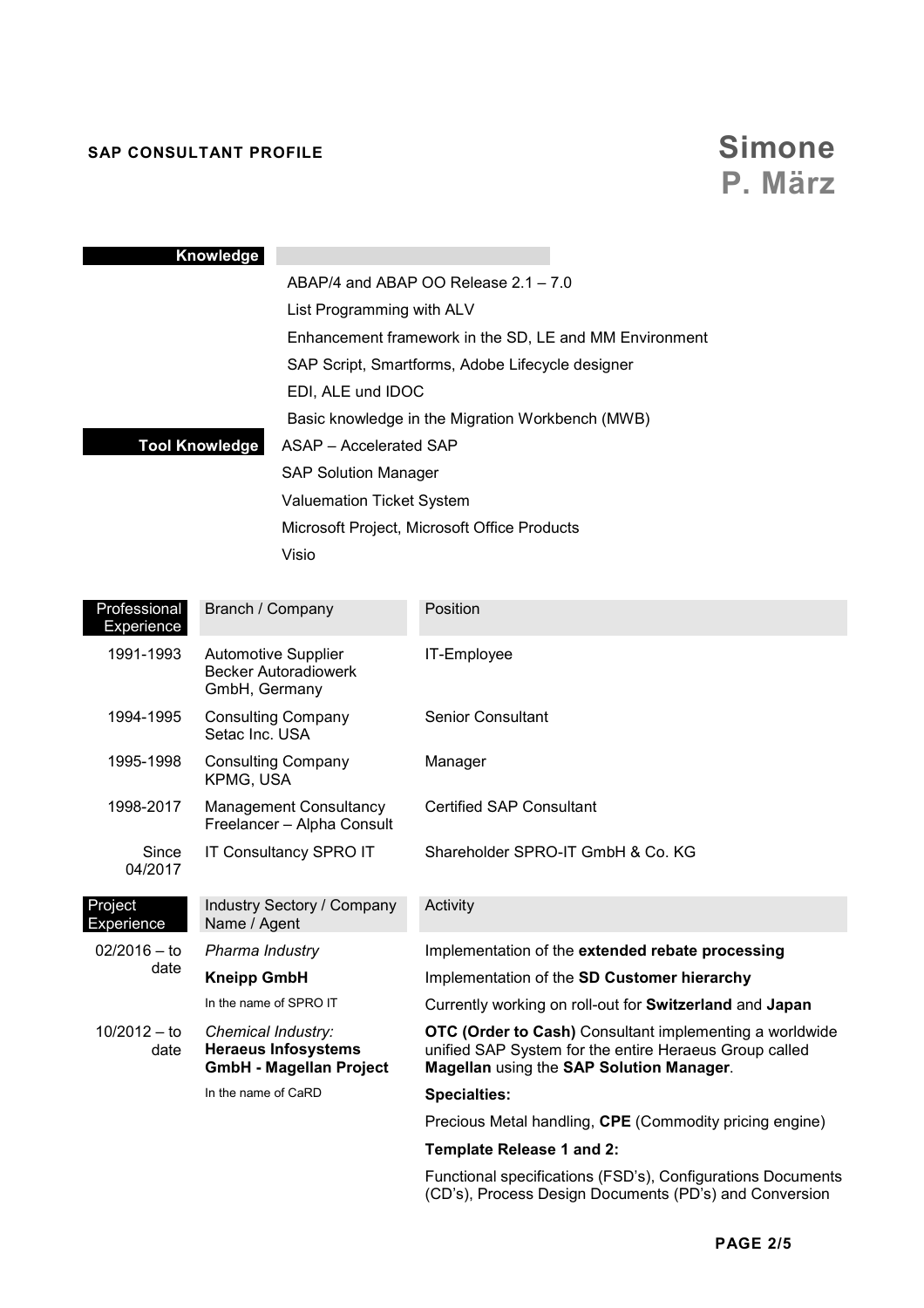**SAP CONSULTANT PROFILE**

# Simone P. März

| Knowledge | |
|---|---|
| | ABAP/4 and ABAP OO Release 2.1 – 7.0 |
| | List Programming with ALV |
| | Enhancement framework in the SD, LE and MM Environment |
| | SAP Script, Smartforms, Adobe Lifecycle designer |
| | EDI, ALE und IDOC |
| | Basic knowledge in the Migration Workbench (MWB) |
| **Tool Knowledge** | ASAP – Accelerated SAP |
| | SAP Solution Manager |
| | Valuemation Ticket System |
| | Microsoft Project, Microsoft Office Products |
| | Visio |

| Professional Experience | Branch / Company | Position |
|---|---|---|
| 1991-1993 | Automotive Supplier Becker Autoradiowerk GmbH, Germany | IT-Employee |
| 1994-1995 | Consulting Company Setac Inc. USA | Senior Consultant |
| 1995-1998 | Consulting Company KPMG, USA | Manager |
| 1998-2017 | Management Consultancy Freelancer – Alpha Consult | Certified SAP Consultant |
| Since 04/2017 | IT Consultancy SPRO IT | Shareholder SPRO-IT GmbH & Co. KG |

| Project Experience | Industry Sectory / Company Name / Agent | Activity |
|---|---|---|
| 02/2016 – to date | *Pharma Industry* | Implementation of the **extended rebate processing** |
| | **Kneipp GmbH** | Implementation of the **SD Customer hierarchy** |
| | In the name of SPRO IT | Currently working on roll-out for **Switzerland** and **Japan** |
| 10/2012 – to date | *Chemical Industry:* **Heraeus Infosystems GmbH - Magellan Project** | **OTC (Order to Cash)** Consultant implementing a worldwide unified SAP System for the entire Heraeus Group called **Magellan** using the **SAP Solution Manager**. |
| | In the name of CaRD | **Specialties:** |
| | | Precious Metal handling, **CPE** (Commodity pricing engine) |
| | | **Template Release 1 and 2:** |
| | | Functional specifications (FSD's), Configurations Documents (CD's), Process Design Documents (PD's) and Conversion |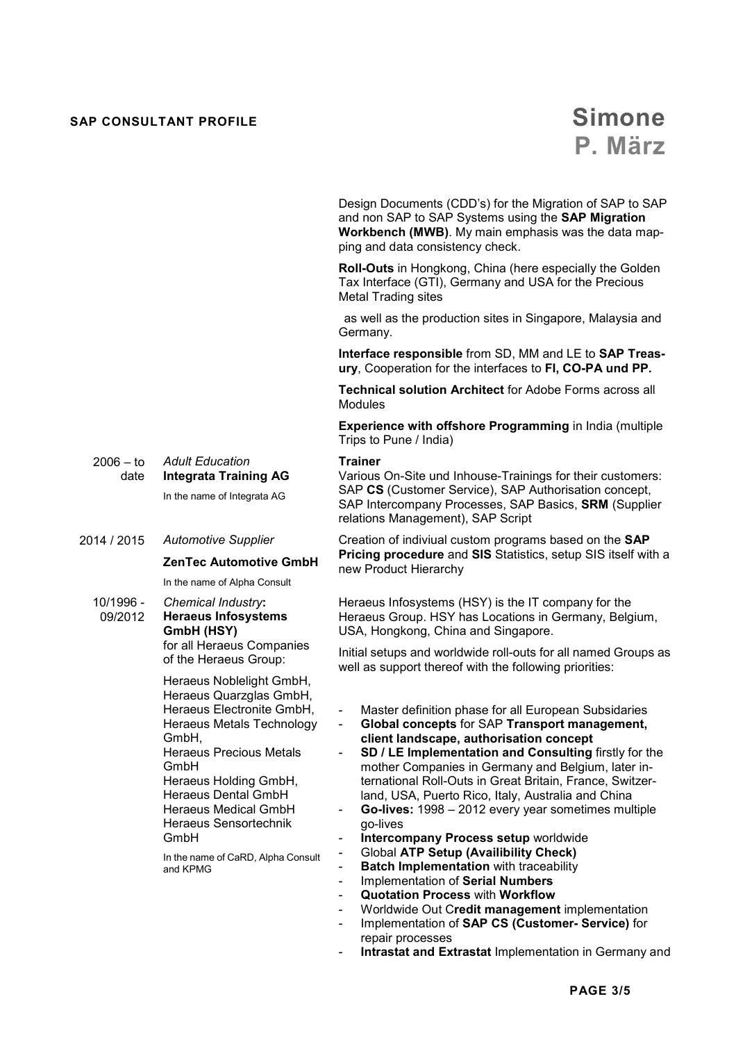Design Documents (CDD's) for the Migration of SAP to SAP and non SAP to SAP Systems using the **SAP Migration Workbench (MWB)**. My main emphasis was the data mapping and data consistency check.

**Roll-Outs** in Hongkong, China (here especially the Golden Tax Interface (GTI), Germany and USA for the Precious Metal Trading sites

as well as the production sites in Singapore, Malaysia and Germany.

**Interface responsible** from SD, MM and LE to **SAP Treasury**, Cooperation for the interfaces to **FI, CO-PA und PP.**

**Technical solution Architect** for Adobe Forms across all Modules

**Experience with offshore Programming** in India (multiple Trips to Pune / India)

| | | |
|---|---|---|
| 2006 – to date | *Adult Education*<br>**Integrata Training AG**<br>In the name of Integrata AG | **Trainer**<br>Various On-Site und Inhouse-Trainings for their customers: SAP **CS** (Customer Service), SAP Authorisation concept, SAP Intercompany Processes, SAP Basics, **SRM** (Supplier relations Management), SAP Script |
| 2014 / 2015 | *Automotive Supplier*<br>**ZenTec Automotive GmbH**<br>In the name of Alpha Consult | Creation of indiviual custom programs based on the **SAP Pricing procedure** and **SIS** Statistics, setup SIS itself with a new Product Hierarchy |
| 10/1996 - 09/2012 | *Chemical Industry***:**<br>**Heraeus Infosystems GmbH (HSY)**<br>for all Heraeus Companies of the Heraeus Group:<br>Heraeus Noblelight GmbH, Heraeus Quarzglas GmbH, Heraeus Electronite GmbH, Heraeus Metals Technology GmbH, Heraeus Precious Metals GmbH Heraeus Holding GmbH, Heraeus Dental GmbH Heraeus Medical GmbH Heraeus Sensortechnik GmbH<br>In the name of CaRD, Alpha Consult and KPMG | Heraeus Infosystems (HSY) is the IT company for the Heraeus Group. HSY has Locations in Germany, Belgium, USA, Hongkong, China and Singapore.<br>Initial setups and worldwide roll-outs for all named Groups as well as support thereof with the following priorities:<br>- Master definition phase for all European Subsidaries<br>- **Global concepts** for SAP **Transport management, client landscape, authorisation concept**<br>- **SD / LE Implementation and Consulting** firstly for the mother Companies in Germany and Belgium, later international Roll-Outs in Great Britain, France, Switzerland, USA, Puerto Rico, Italy, Australia and China<br>- **Go-lives:** 1998 – 2012 every year sometimes multiple go-lives<br>- **Intercompany Process setup** worldwide<br>- Global **ATP Setup (Availibility Check)**<br>- **Batch Implementation** with traceability<br>- Implementation of **Serial Numbers**<br>- **Quotation Process** with **Workflow**<br>- Worldwide Out C**redit management** implementation<br>- Implementation of **SAP CS (Customer- Service)** for repair processes<br>- **Intrastat and Extrastat** Implementation in Germany and |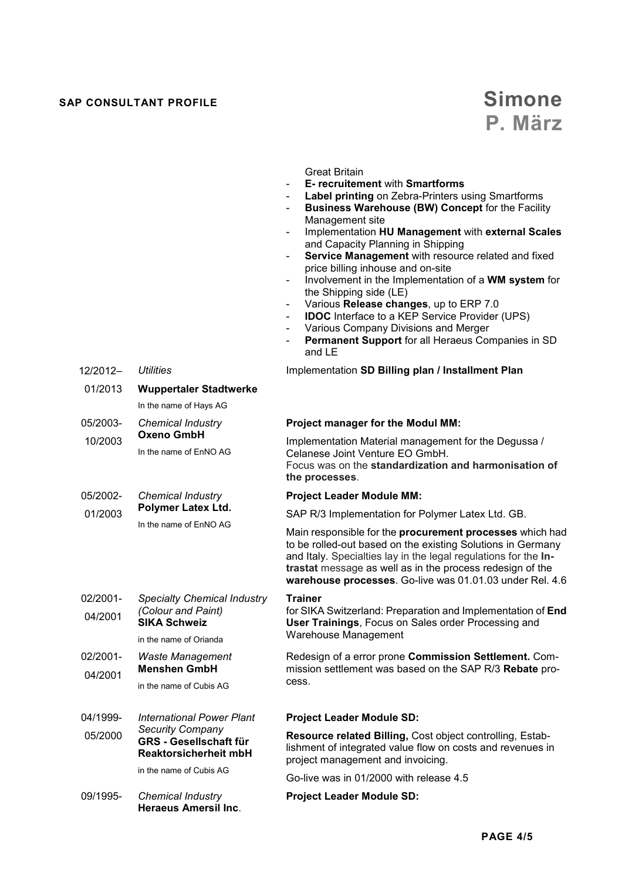Great Britain

- **E- recruitement** with **Smartforms**
- **Label printing** on Zebra-Printers using Smartforms
- **Business Warehouse (BW) Concept** for the Facility Management site
- Implementation **HU Management** with **external Scales** and Capacity Planning in Shipping
- **Service Management** with resource related and fixed price billing inhouse and on-site
- Involvement in the Implementation of a **WM system** for the Shipping side (LE)
- Various **Release changes**, up to ERP 7.0
- **IDOC** Interface to a KEP Service Provider (UPS)
- Various Company Divisions and Merger
- **Permanent Support** for all Heraeus Companies in SD and LE

| | | |
|---|---|---|
| 12/2012–01/2013 | *Utilities*<br>**Wuppertaler Stadtwerke**<br>In the name of Hays AG | Implementation **SD Billing plan / Installment Plan** |
| 05/2003-10/2003 | *Chemical Industry*<br>**Oxeno GmbH**<br>In the name of EnNO AG | **Project manager for the Modul MM:**<br>Implementation Material management for the Degussa / Celanese Joint Venture EO GmbH.<br>Focus was on the **standardization and harmonisation of the processes**. |
| 05/2002-01/2003 | *Chemical Industry*<br>**Polymer Latex Ltd.**<br>In the name of EnNO AG | **Project Leader Module MM:**<br>SAP R/3 Implementation for Polymer Latex Ltd. GB.<br>Main responsible for the **procurement processes** which had to be rolled-out based on the existing Solutions in Germany and Italy. Specialties lay in the legal regulations for the **Intrastat** message as well as in the process redesign of the **warehouse processes**. Go-live was 01.01.03 under Rel. 4.6 |
| 02/2001-04/2001 | *Specialty Chemical Industry (Colour and Paint)*<br>**SIKA Schweiz**<br>in the name of Orianda | **Trainer**<br>for SIKA Switzerland: Preparation and Implementation of **End User Trainings**, Focus on Sales order Processing and Warehouse Management |
| 02/2001-04/2001 | *Waste Management*<br>**Menshen GmbH**<br>in the name of Cubis AG | Redesign of a error prone **Commission Settlement.** Commission settlement was based on the SAP R/3 **Rebate** process. |
| 04/1999-05/2000 | *International Power Plant Security Company*<br>**GRS - Gesellschaft für Reaktorsicherheit mbH**<br>in the name of Cubis AG | **Project Leader Module SD:**<br>**Resource related Billing,** Cost object controlling, Establishment of integrated value flow on costs and revenues in project management and invoicing.<br>Go-live was in 01/2000 with release 4.5 |
| 09/1995- | *Chemical Industry*<br>**Heraeus Amersil Inc**. | **Project Leader Module SD:** |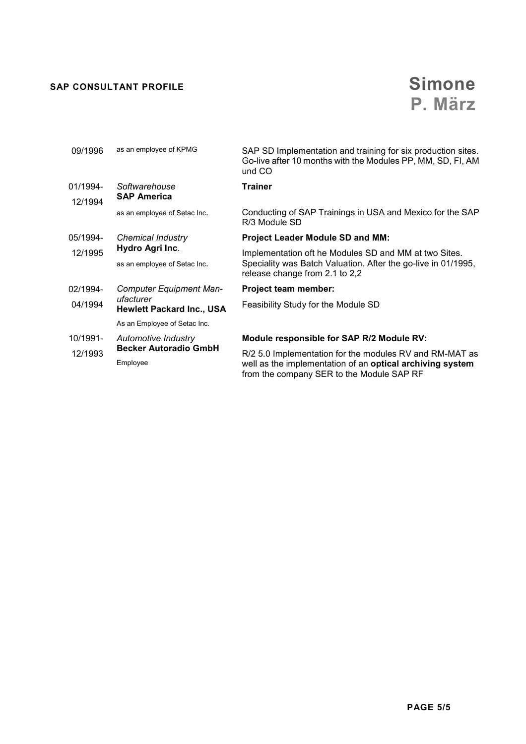| | | |
|---|---|---|
| 09/1996 | as an employee of KPMG | SAP SD Implementation and training for six production sites. Go-live after 10 months with the Modules PP, MM, SD, FI, AM und CO |
| 01/1994-<br>12/1994 | *Softwarehouse*<br>**SAP America**<br>as an employee of Setac Inc. | **Trainer**<br>Conducting of SAP Trainings in USA and Mexico for the SAP R/3 Module SD |
| 05/1994-<br>12/1995 | *Chemical Industry*<br>**Hydro Agri Inc**.<br>as an employee of Setac Inc. | **Project Leader Module SD and MM:**<br>Implementation oft he Modules SD and MM at two Sites. Speciality was Batch Valuation. After the go-live in 01/1995, release change from 2.1 to 2,2 |
| 02/1994-<br>04/1994 | *Computer Equipment Manufacturer*<br>**Hewlett Packard Inc., USA**<br>As an Employee of Setac Inc. | **Project team member:**<br>Feasibility Study for the Module SD |
| 10/1991-<br>12/1993 | *Automotive Industry*<br>**Becker Autoradio GmbH**<br>Employee | **Module responsible for SAP R/2 Module RV:**<br>R/2 5.0 Implementation for the modules RV and RM-MAT as well as the implementation of an **optical archiving system** from the company SER to the Module SAP RF |